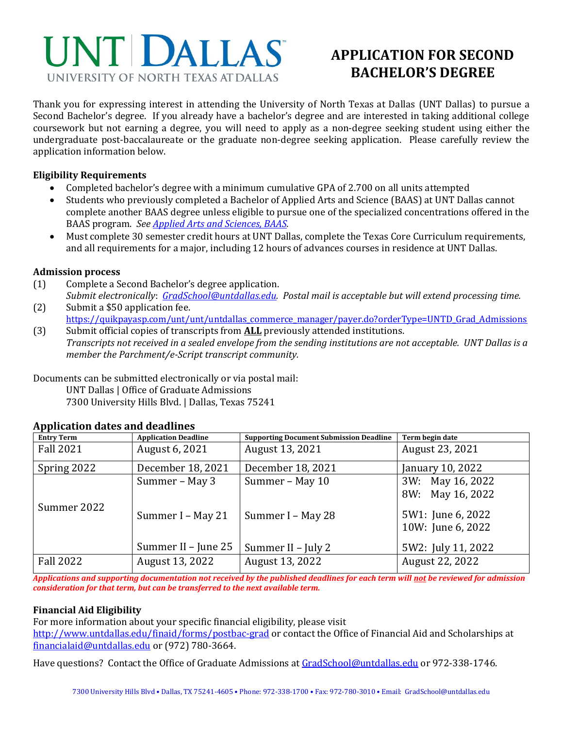# UNT DALLAS

UNIVERSITY OF NORTH TEXAS AT DALLAS

# APPLICATION FOR SECOND BACHELOR'S DEGREE

Thank you for expressing interest in attending the University of North Texas at Dallas (UNT Dallas) to pursue a Second Bachelor's degree. If you already have a bachelor's degree and are interested in taking additional college coursework but not earning a degree, you will need to apply as a non-degree seeking student using either the undergraduate post-baccalaureate or the graduate non-degree seeking application. Please carefully review the application information below.

### Eligibility Requirements

- Completed bachelor's degree with a minimum cumulative GPA of 2.700 on all units attempted
- Students who previously completed a Bachelor of Applied Arts and Science (BAAS) at UNT Dallas cannot complete another BAAS degree unless eligible to pursue one of the specialized concentrations offered in the BAAS program. *See [Applied Arts and Sciences, BAAS](Applied Arts and Sciences, BAAS).*
- Must complete 30 semester credit hours at UNT Dallas, complete the Texas Core Curriculum requirements, and all requirements for a major, including 12 hours of advances courses in residence at UNT Dallas.

### Admission process

(1) Complete a Second Bachelor's degree application.
*Submit electronically*: *GradSchool@untdallas.edu. Postal mail is acceptable but will extend processing time.*

(2) Submit a $50 application fee.
https://quikpayasp.com/unt/unt/untdallas_commerce_manager/payer.do?orderType=UNTD_Grad_Admissions

(3) Submit official copies of transcripts from **ALL** previously attended institutions.
*Transcripts not received in a sealed envelope from the sending institutions are not acceptable. UNT Dallas is a member the Parchment/e-Script transcript community.*

Documents can be submitted electronically or via postal mail:
UNT Dallas | Office of Graduate Admissions
7300 University Hills Blvd. | Dallas, Texas 75241

### Application dates and deadlines

| Entry Term | Application Deadline | Supporting Document Submission Deadline | Term begin date |
|---|---|---|---|
| Fall 2021 | August 6, 2021 | August 13, 2021 | August 23, 2021 |
| Spring 2022 | December 18, 2021 | December 18, 2021 | January 10, 2022 |
| Summer 2022 | Summer – May 3 | Summer – May 10 | 3W: May 16, 2022<br>8W: May 16, 2022 |
| | Summer I – May 21 | Summer I – May 28 | 5W1: June 6, 2022<br>10W: June 6, 2022 |
| | Summer II – June 25 | Summer II – July 2 | 5W2: July 11, 2022 |
| Fall 2022 | August 13, 2022 | August 13, 2022 | August 22, 2022 |

***Applications and supporting documentation not received by the published deadlines for each term will not be reviewed for admission consideration for that term, but can be transferred to the next available term.***

### Financial Aid Eligibility

For more information about your specific financial eligibility, please visit http://www.untdallas.edu/finaid/forms/postbac-grad or contact the Office of Financial Aid and Scholarships at financialaid@untdallas.edu or (972) 780-3664.

Have questions? Contact the Office of Graduate Admissions at GradSchool@untdallas.edu or 972-338-1746.

7300 University Hills Blvd • Dallas, TX 75241-4605 • Phone: 972-338-1700 • Fax: 972-780-3010 • Email: GradSchool@untdallas.edu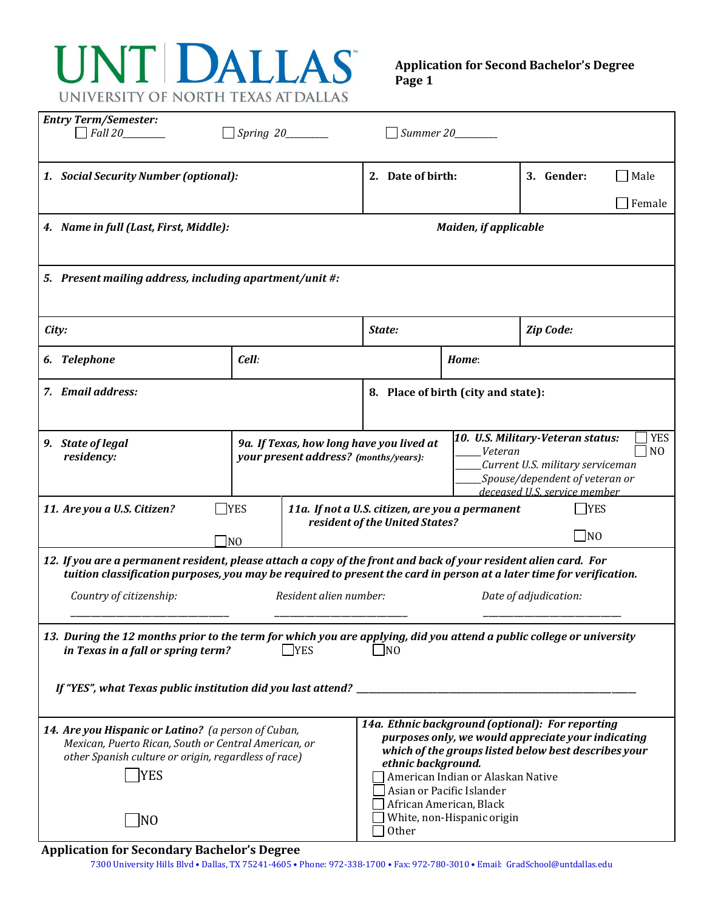# UNT DALLAS
UNIVERSITY OF NORTH TEXAS AT DALLAS

**Application for Second Bachelor's Degree**
**Page 1**

***Entry Term/Semester:***

☐ *Fall 20________*  ☐ *Spring 20________*  ☐ *Summer 20________*

| | | |
|---|---|---|
| ***1. Social Security Number (optional):*** | **2. Date of birth:** | **3. Gender:** ☐ Male ☐ Female |

***4. Name in full (Last, First, Middle):*** ***Maiden, if applicable***

***5. Present mailing address, including apartment/unit #:***

| | | |
|---|---|---|
| ***City:*** | ***State:*** | ***Zip Code:*** |

| | | |
|---|---|---|
| ***6. Telephone*** | ***Cell:*** | ***Home:*** |

| | |
|---|---|
| ***7. Email address:*** | **8. Place of birth (city and state):** |

| | | |
|---|---|---|
| ***9. State of legal residency:*** | ***9a. If Texas, how long have you lived at your present address? (months/years):*** | ***10. U.S. Military-Veteran status:*** ☐ YES ☐ NO<br>_____*Veteran*<br>_____*Current U.S. military serviceman*<br>_____*Spouse/dependent of veteran or deceased U.S. service member* |

| | |
|---|---|
| ***11. Are you a U.S. Citizen?*** ☐YES ☐NO | ***11a. If not a U.S. citizen, are you a permanent resident of the United States?*** ☐YES ☐NO |

***12. If you are a permanent resident, please attach a copy of the front and back of your resident alien card. For tuition classification purposes, you may be required to present the card in person at a later time for verification.***

*Country of citizenship:* ______________________ *Resident alien number:* ______________________ *Date of adjudication:* ______________________

***13. During the 12 months prior to the term for which you are applying, did you attend a public college or university in Texas in a fall or spring term?*** ☐YES ☐NO

***If "YES", what Texas public institution did you last attend?*** ____________________________________________

| | |
|---|---|
| ***14. Are you Hispanic or Latino?*** *(a person of Cuban, Mexican, Puerto Rican, South or Central American, or other Spanish culture or origin, regardless of race)*<br>☐YES<br>☐NO | ***14a. Ethnic background (optional): For reporting purposes only, we would appreciate your indicating which of the groups listed below best describes your ethnic background.***<br>☐ American Indian or Alaskan Native<br>☐ Asian or Pacific Islander<br>☐ African American, Black<br>☐ White, non-Hispanic origin<br>☐ Other |

**Application for Secondary Bachelor's Degree**

7300 University Hills Blvd • Dallas, TX 75241-4605 • Phone: 972-338-1700 • Fax: 972-780-3010 • Email: GradSchool@untdallas.edu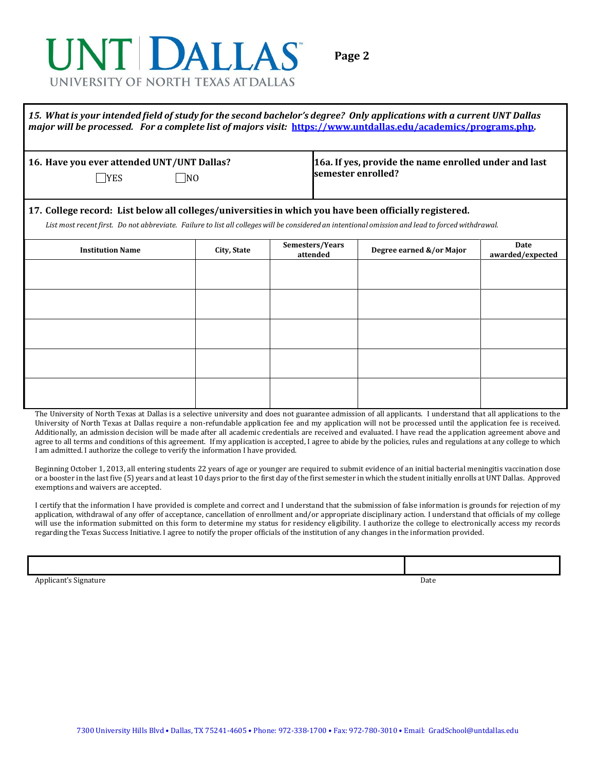# UNT DALLAS

UNIVERSITY OF NORTH TEXAS AT DALLAS

**Page 2**

***15. What is your intended field of study for the second bachelor's degree? Only applications with a current UNT Dallas major will be processed. For a complete list of majors visit: [https://www.untdallas.edu/academics/programs.php](https://www.untdallas.edu/academics/programs.php).***

**16. Have you ever attended UNT/UNT Dallas?**

☐ YES ☐ NO

**16a. If yes, provide the name enrolled under and last semester enrolled?**

**17. College record: List below all colleges/universities in which you have been officially registered.**

*List most recent first. Do not abbreviate. Failure to list all colleges will be considered an intentional omission and lead to forced withdrawal.*

| Institution Name | City, State | Semesters/Years attended | Degree earned &/or Major | Date awarded/expected |
|---|---|---|---|---|
| | | | | |
| | | | | |
| | | | | |
| | | | | |
| | | | | |

The University of North Texas at Dallas is a selective university and does not guarantee admission of all applicants. I understand that all applications to the University of North Texas at Dallas require a non-refundable application fee and my application will not be processed until the application fee is received. Additionally, an admission decision will be made after all academic credentials are received and evaluated. I have read the application agreement above and agree to all terms and conditions of this agreement. If my application is accepted, I agree to abide by the policies, rules and regulations at any college to which I am admitted. I authorize the college to verify the information I have provided.

Beginning October 1, 2013, all entering students 22 years of age or younger are required to submit evidence of an initial bacterial meningitis vaccination dose or a booster in the last five (5) years and at least 10 days prior to the first day of the first semester in which the student initially enrolls at UNT Dallas. Approved exemptions and waivers are accepted.

I certify that the information I have provided is complete and correct and I understand that the submission of false information is grounds for rejection of my application, withdrawal of any offer of acceptance, cancellation of enrollment and/or appropriate disciplinary action. I understand that officials of my college will use the information submitted on this form to determine my status for residency eligibility. I authorize the college to electronically access my records regarding the Texas Success Initiative. I agree to notify the proper officials of the institution of any changes in the information provided.

| | |
|---|---|
| | |
| Applicant's Signature | Date |

7300 University Hills Blvd • Dallas, TX 75241-4605 • Phone: 972-338-1700 • Fax: 972-780-3010 • Email: GradSchool@untdallas.edu